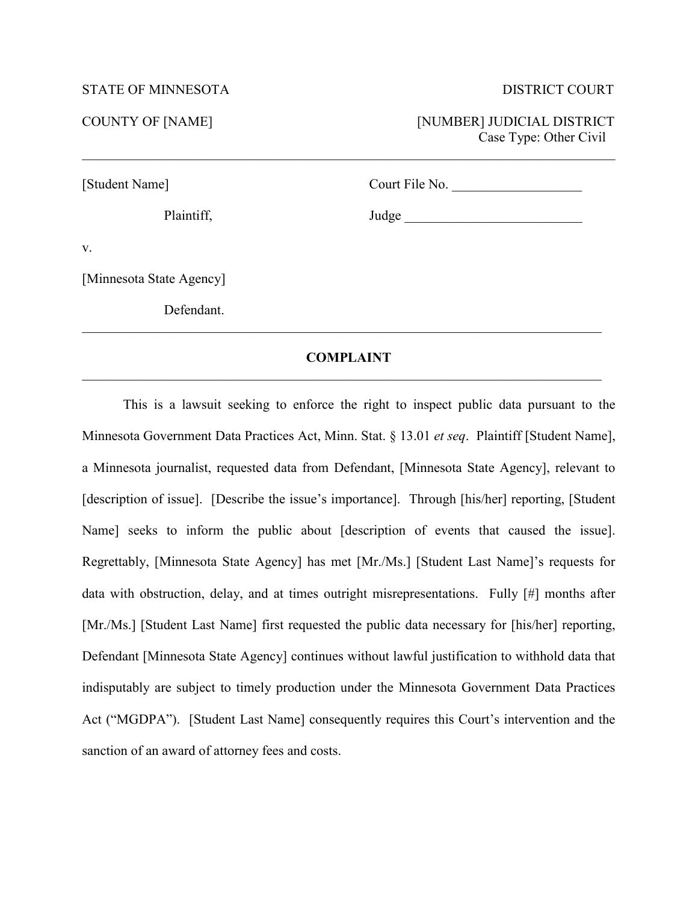STATE OF MINNESOTA DISTRICT COURT

COUNTY OF [NAME] [NUMBER] JUDICIAL DISTRICT
Case Type: Other Civil

---

[Student Name]

Plaintiff,

v.

[Minnesota State Agency]

Defendant.

Court File No. ___________________

Judge __________________________

---

**COMPLAINT**

---

This is a lawsuit seeking to enforce the right to inspect public data pursuant to the Minnesota Government Data Practices Act, Minn. Stat. § 13.01 *et seq*. Plaintiff [Student Name], a Minnesota journalist, requested data from Defendant, [Minnesota State Agency], relevant to [description of issue]. [Describe the issue's importance]. Through [his/her] reporting, [Student Name] seeks to inform the public about [description of events that caused the issue]. Regrettably, [Minnesota State Agency] has met [Mr./Ms.] [Student Last Name]'s requests for data with obstruction, delay, and at times outright misrepresentations. Fully [#] months after [Mr./Ms.] [Student Last Name] first requested the public data necessary for [his/her] reporting, Defendant [Minnesota State Agency] continues without lawful justification to withhold data that indisputably are subject to timely production under the Minnesota Government Data Practices Act ("MGDPA"). [Student Last Name] consequently requires this Court's intervention and the sanction of an award of attorney fees and costs.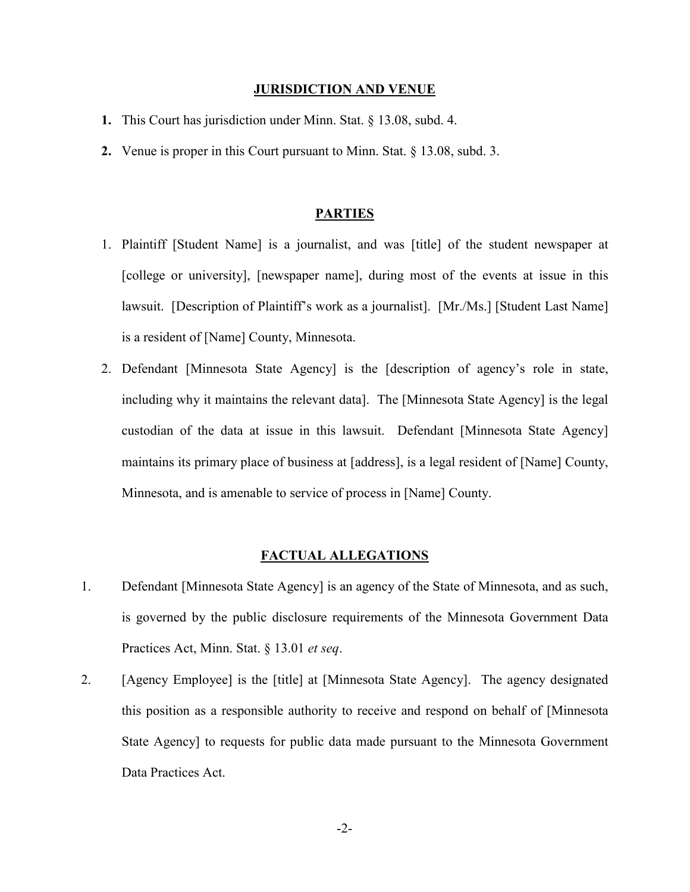## JURISDICTION AND VENUE

**1.** This Court has jurisdiction under Minn. Stat. § 13.08, subd. 4.

**2.** Venue is proper in this Court pursuant to Minn. Stat. § 13.08, subd. 3.

## PARTIES

1. Plaintiff [Student Name] is a journalist, and was [title] of the student newspaper at [college or university], [newspaper name], during most of the events at issue in this lawsuit. [Description of Plaintiff's work as a journalist]. [Mr./Ms.] [Student Last Name] is a resident of [Name] County, Minnesota.
2. Defendant [Minnesota State Agency] is the [description of agency's role in state, including why it maintains the relevant data]. The [Minnesota State Agency] is the legal custodian of the data at issue in this lawsuit. Defendant [Minnesota State Agency] maintains its primary place of business at [address], is a legal resident of [Name] County, Minnesota, and is amenable to service of process in [Name] County.

## FACTUAL ALLEGATIONS

1. Defendant [Minnesota State Agency] is an agency of the State of Minnesota, and as such, is governed by the public disclosure requirements of the Minnesota Government Data Practices Act, Minn. Stat. § 13.01 *et seq*.
2. [Agency Employee] is the [title] at [Minnesota State Agency]. The agency designated this position as a responsible authority to receive and respond on behalf of [Minnesota State Agency] to requests for public data made pursuant to the Minnesota Government Data Practices Act.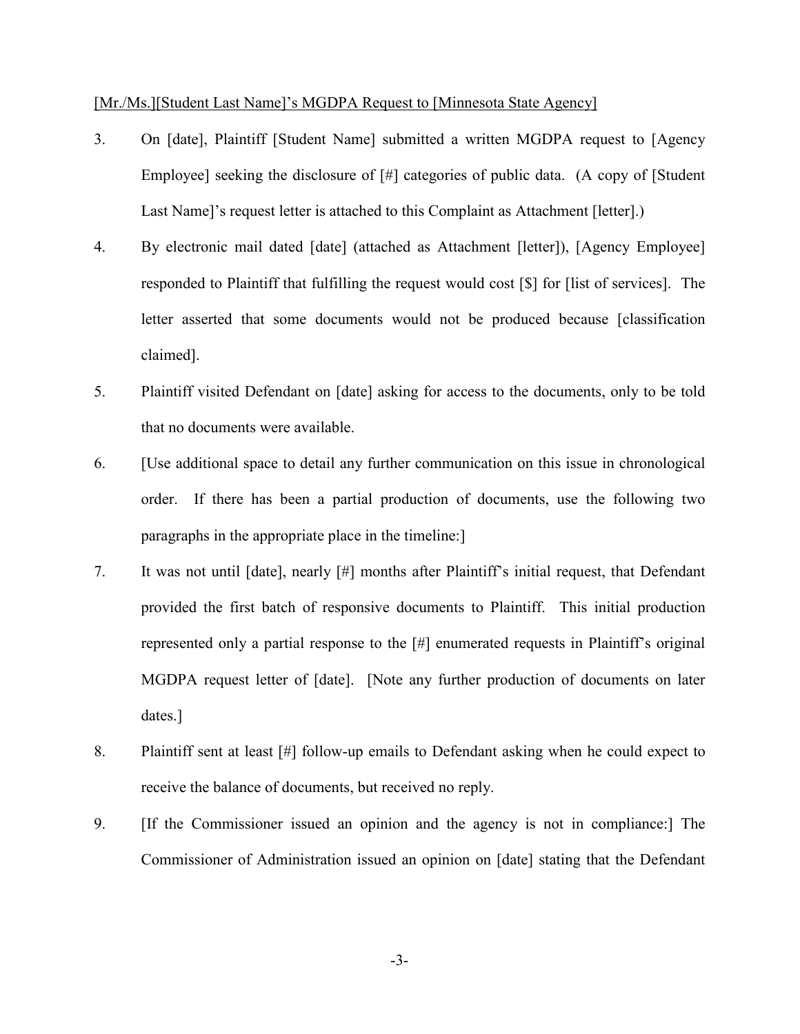[Mr./Ms.][Student Last Name]'s MGDPA Request to [Minnesota State Agency]

3. On [date], Plaintiff [Student Name] submitted a written MGDPA request to [Agency Employee] seeking the disclosure of [#] categories of public data. (A copy of [Student Last Name]'s request letter is attached to this Complaint as Attachment [letter].)

4. By electronic mail dated [date] (attached as Attachment [letter]), [Agency Employee] responded to Plaintiff that fulfilling the request would cost [$] for [list of services]. The letter asserted that some documents would not be produced because [classification claimed].

5. Plaintiff visited Defendant on [date] asking for access to the documents, only to be told that no documents were available.

6. [Use additional space to detail any further communication on this issue in chronological order. If there has been a partial production of documents, use the following two paragraphs in the appropriate place in the timeline:]

7. It was not until [date], nearly [#] months after Plaintiff's initial request, that Defendant provided the first batch of responsive documents to Plaintiff. This initial production represented only a partial response to the [#] enumerated requests in Plaintiff's original MGDPA request letter of [date]. [Note any further production of documents on later dates.]

8. Plaintiff sent at least [#] follow-up emails to Defendant asking when he could expect to receive the balance of documents, but received no reply.

9. [If the Commissioner issued an opinion and the agency is not in compliance:] The Commissioner of Administration issued an opinion on [date] stating that the Defendant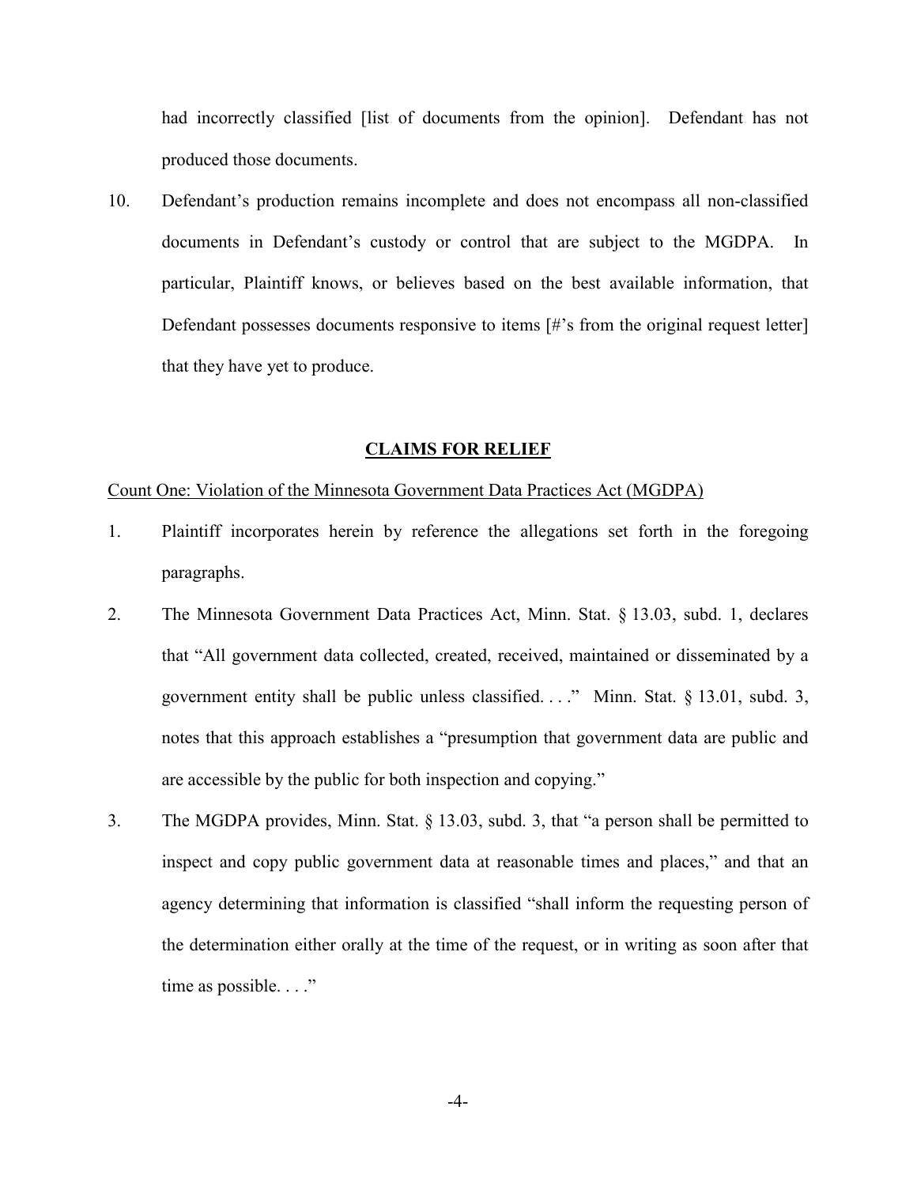had incorrectly classified [list of documents from the opinion]. Defendant has not produced those documents.

10. Defendant's production remains incomplete and does not encompass all non-classified documents in Defendant's custody or control that are subject to the MGDPA. In particular, Plaintiff knows, or believes based on the best available information, that Defendant possesses documents responsive to items [#'s from the original request letter] that they have yet to produce.

## CLAIMS FOR RELIEF

Count One: Violation of the Minnesota Government Data Practices Act (MGDPA)

1. Plaintiff incorporates herein by reference the allegations set forth in the foregoing paragraphs.

2. The Minnesota Government Data Practices Act, Minn. Stat. § 13.03, subd. 1, declares that "All government data collected, created, received, maintained or disseminated by a government entity shall be public unless classified. . . ." Minn. Stat. § 13.01, subd. 3, notes that this approach establishes a "presumption that government data are public and are accessible by the public for both inspection and copying."

3. The MGDPA provides, Minn. Stat. § 13.03, subd. 3, that "a person shall be permitted to inspect and copy public government data at reasonable times and places," and that an agency determining that information is classified "shall inform the requesting person of the determination either orally at the time of the request, or in writing as soon after that time as possible. . . ."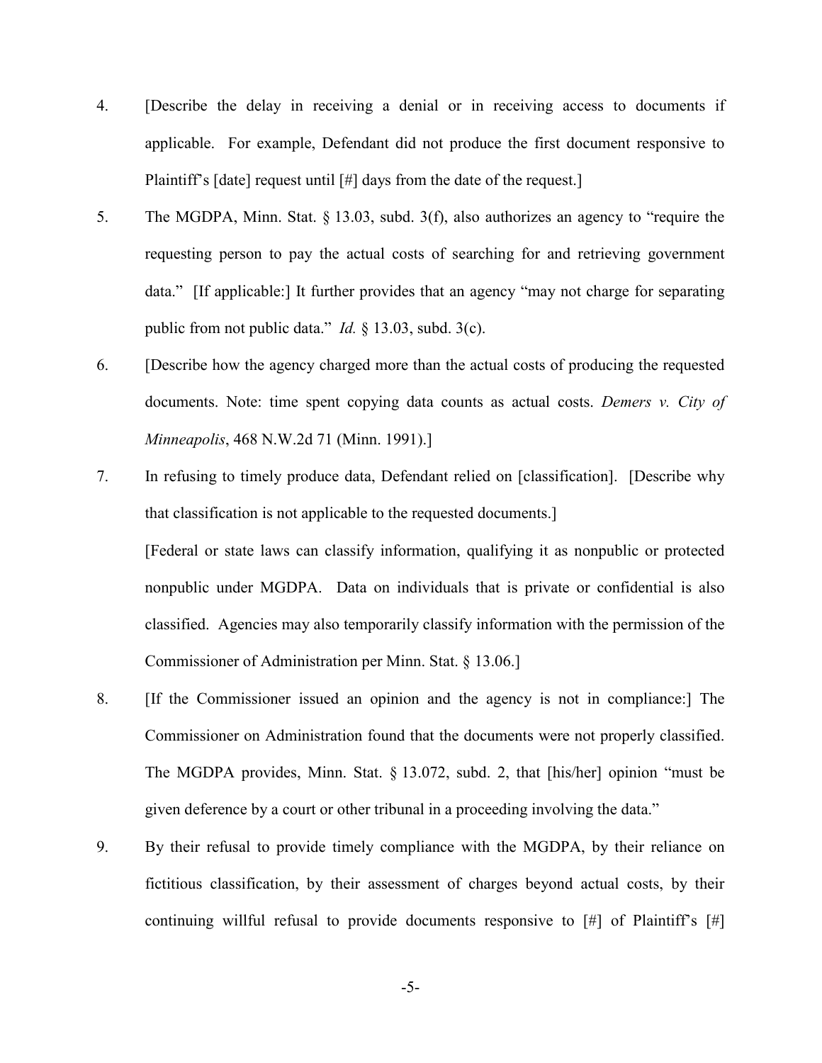4. [Describe the delay in receiving a denial or in receiving access to documents if applicable. For example, Defendant did not produce the first document responsive to Plaintiff's [date] request until [#] days from the date of the request.]

5. The MGDPA, Minn. Stat. § 13.03, subd. 3(f), also authorizes an agency to "require the requesting person to pay the actual costs of searching for and retrieving government data." [If applicable:] It further provides that an agency "may not charge for separating public from not public data." *Id.* § 13.03, subd. 3(c).

6. [Describe how the agency charged more than the actual costs of producing the requested documents. Note: time spent copying data counts as actual costs. *Demers v. City of Minneapolis*, 468 N.W.2d 71 (Minn. 1991).]

7. In refusing to timely produce data, Defendant relied on [classification]. [Describe why that classification is not applicable to the requested documents.]

   [Federal or state laws can classify information, qualifying it as nonpublic or protected nonpublic under MGDPA. Data on individuals that is private or confidential is also classified. Agencies may also temporarily classify information with the permission of the Commissioner of Administration per Minn. Stat. § 13.06.]

8. [If the Commissioner issued an opinion and the agency is not in compliance:] The Commissioner on Administration found that the documents were not properly classified. The MGDPA provides, Minn. Stat. § 13.072, subd. 2, that [his/her] opinion "must be given deference by a court or other tribunal in a proceeding involving the data."

9. By their refusal to provide timely compliance with the MGDPA, by their reliance on fictitious classification, by their assessment of charges beyond actual costs, by their continuing willful refusal to provide documents responsive to [#] of Plaintiff's [#]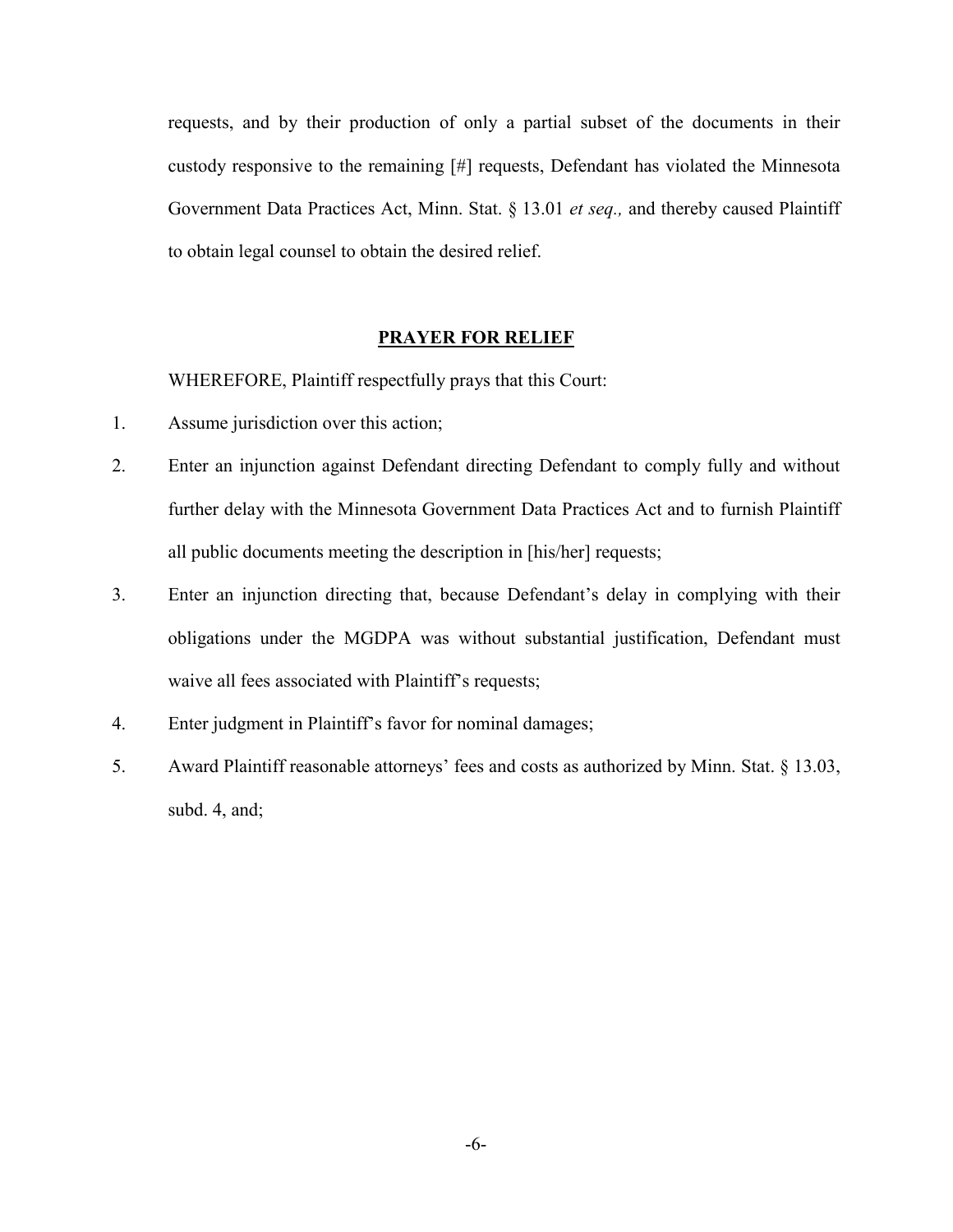requests, and by their production of only a partial subset of the documents in their custody responsive to the remaining [#] requests, Defendant has violated the Minnesota Government Data Practices Act, Minn. Stat. § 13.01 *et seq.,* and thereby caused Plaintiff to obtain legal counsel to obtain the desired relief.

## PRAYER FOR RELIEF

WHEREFORE, Plaintiff respectfully prays that this Court:

1. Assume jurisdiction over this action;
2. Enter an injunction against Defendant directing Defendant to comply fully and without further delay with the Minnesota Government Data Practices Act and to furnish Plaintiff all public documents meeting the description in [his/her] requests;
3. Enter an injunction directing that, because Defendant's delay in complying with their obligations under the MGDPA was without substantial justification, Defendant must waive all fees associated with Plaintiff's requests;
4. Enter judgment in Plaintiff's favor for nominal damages;
5. Award Plaintiff reasonable attorneys' fees and costs as authorized by Minn. Stat. § 13.03, subd. 4, and;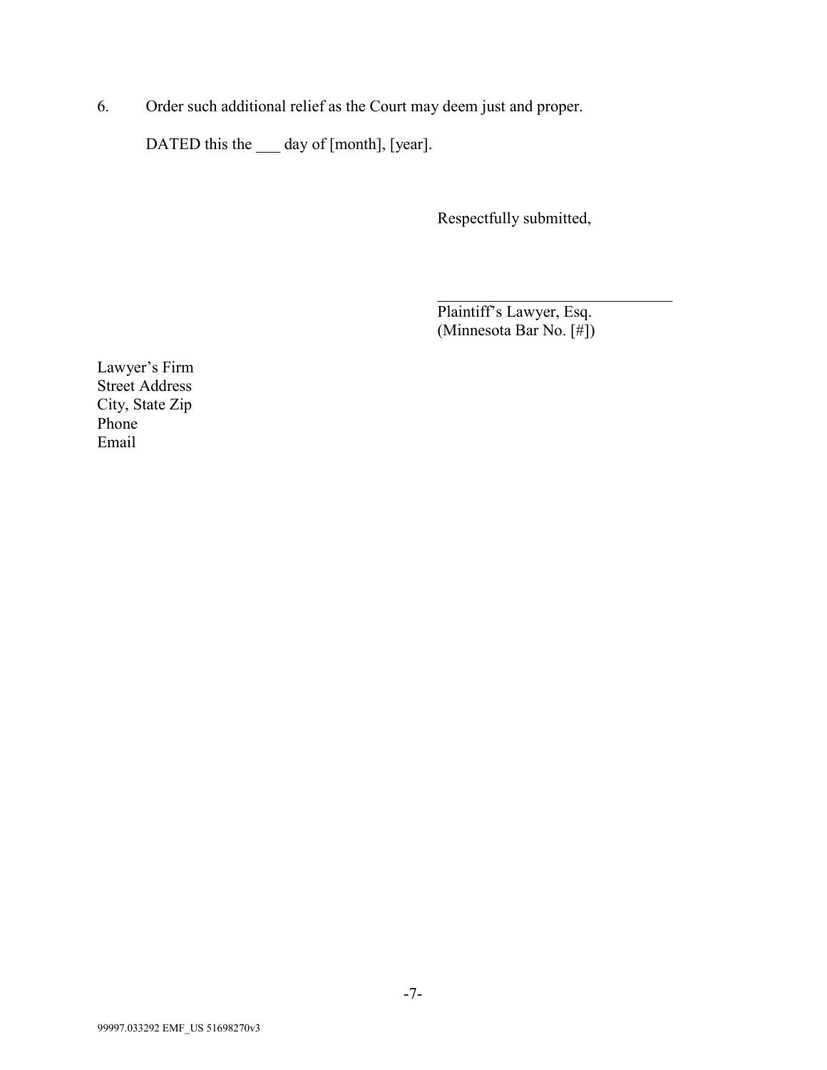6. Order such additional relief as the Court may deem just and proper.

DATED this the ___ day of [month], [year].

Respectfully submitted,

______________________________
Plaintiff's Lawyer, Esq.
(Minnesota Bar No. [#])

Lawyer's Firm
Street Address
City, State Zip
Phone
Email

99997.033292 EMF_US 51698270v3